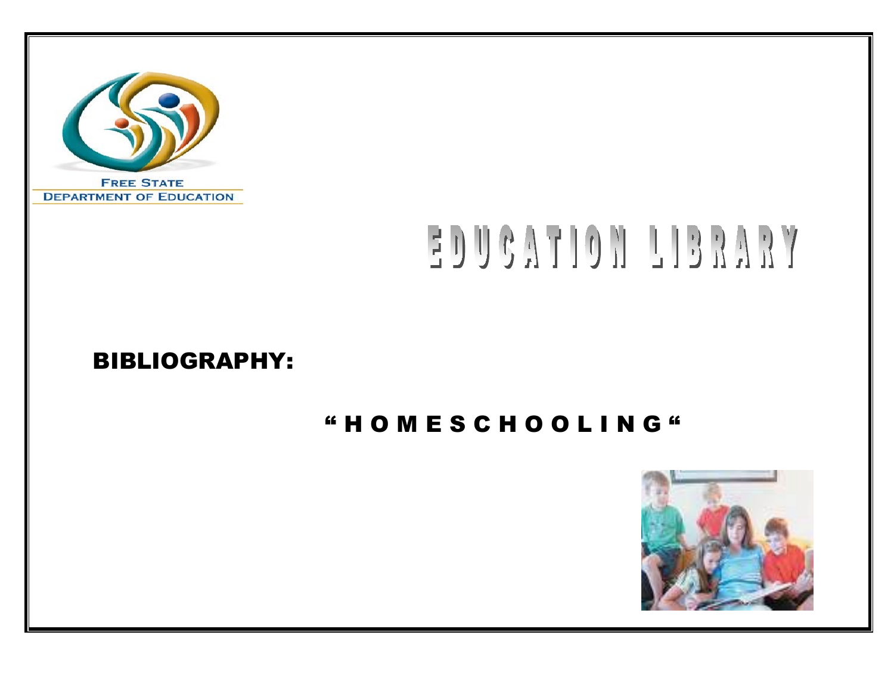FREE STATE
DEPARTMENT OF EDUCATION

# EDUCATION LIBRARY

## BIBLIOGRAPHY:

### " H O M E S C H O O L I N G "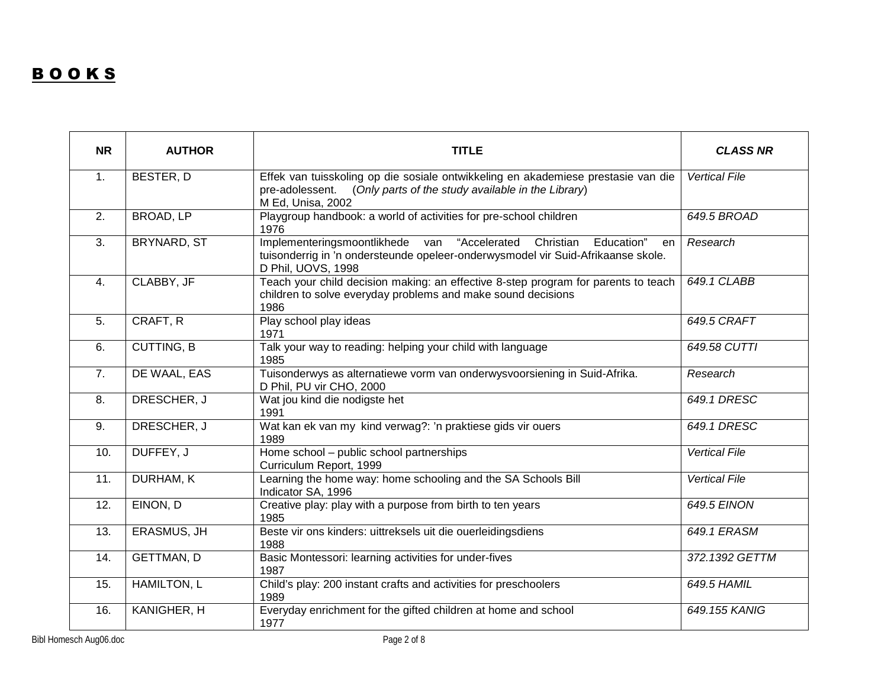# BOOKS

| NR | AUTHOR | TITLE | *CLASS NR* |
|---|---|---|---|
| 1. | BESTER, D | Effek van tuisskoling op die sosiale ontwikkeling en akademiese prestasie van die pre-adolessent. (*Only parts of the study available in the Library*)<br>M Ed, Unisa, 2002 | *Vertical File* |
| 2. | BROAD, LP | Playgroup handbook: a world of activities for pre-school children<br>1976 | *649.5 BROAD* |
| 3. | BRYNARD, ST | Implementeringsmoontlikhede van "Accelerated Christian Education" en tuisonderrig in 'n ondersteunde opeleer-onderwysmodel vir Suid-Afrikaanse skole.<br>D Phil, UOVS, 1998 | *Research* |
| 4. | CLABBY, JF | Teach your child decision making: an effective 8-step program for parents to teach children to solve everyday problems and make sound decisions<br>1986 | *649.1 CLABB* |
| 5. | CRAFT, R | Play school play ideas<br>1971 | *649.5 CRAFT* |
| 6. | CUTTING, B | Talk your way to reading: helping your child with language<br>1985 | *649.58 CUTTI* |
| 7. | DE WAAL, EAS | Tuisonderwys as alternatiewe vorm van onderwysvoorsiening in Suid-Afrika.<br>D Phil, PU vir CHO, 2000 | *Research* |
| 8. | DRESCHER, J | Wat jou kind die nodigste het<br>1991 | *649.1 DRESC* |
| 9. | DRESCHER, J | Wat kan ek van my kind verwag?: 'n praktiese gids vir ouers<br>1989 | *649.1 DRESC* |
| 10. | DUFFEY, J | Home school – public school partnerships<br>Curriculum Report, 1999 | *Vertical File* |
| 11. | DURHAM, K | Learning the home way: home schooling and the SA Schools Bill<br>Indicator SA, 1996 | *Vertical File* |
| 12. | EINON, D | Creative play: play with a purpose from birth to ten years<br>1985 | *649.5 EINON* |
| 13. | ERASMUS, JH | Beste vir ons kinders: uittreksels uit die ouerleidingsdiens<br>1988 | *649.1 ERASM* |
| 14. | GETTMAN, D | Basic Montessori: learning activities for under-fives<br>1987 | *372.1392 GETTM* |
| 15. | HAMILTON, L | Child's play: 200 instant crafts and activities for preschoolers<br>1989 | *649.5 HAMIL* |
| 16. | KANIGHER, H | Everyday enrichment for the gifted children at home and school<br>1977 | *649.155 KANIG* |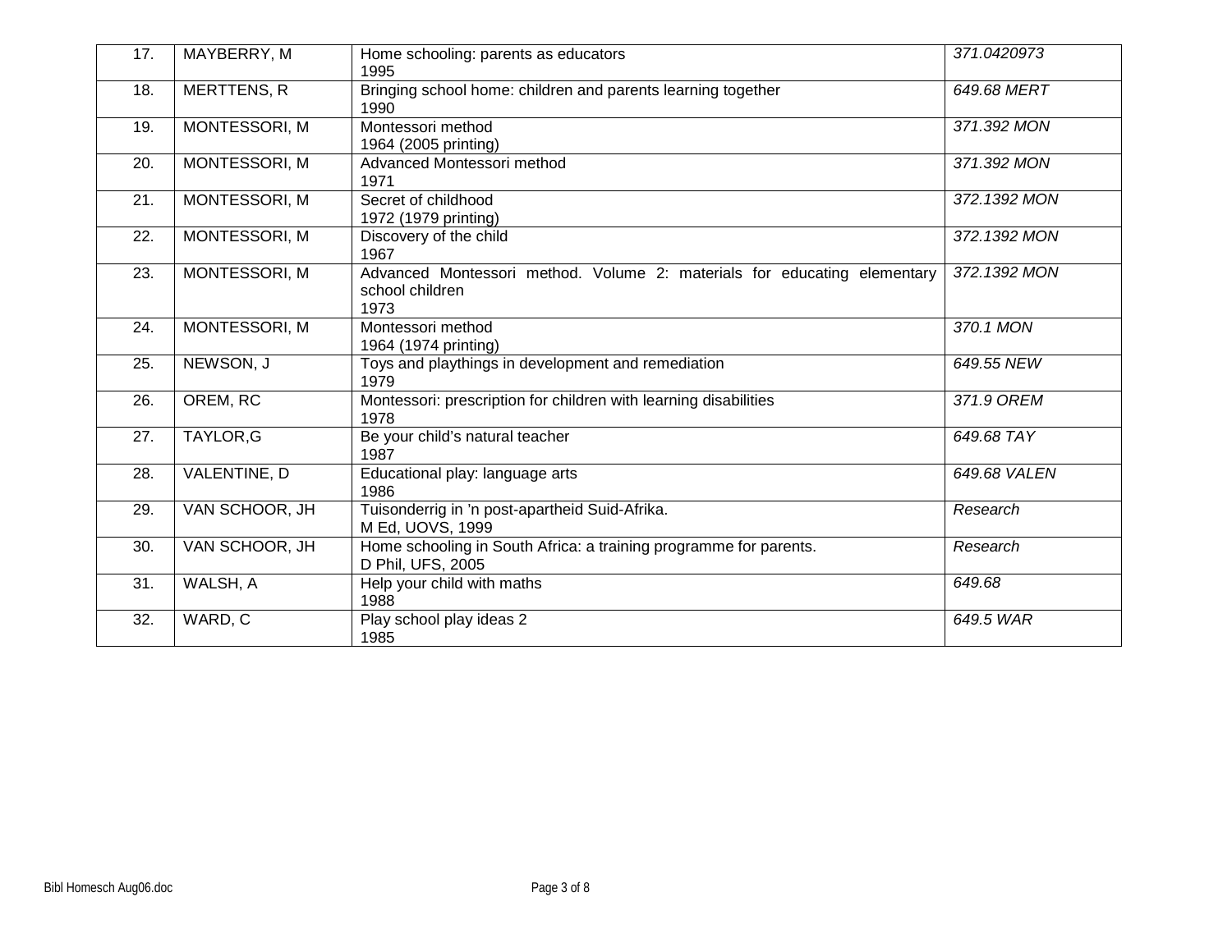| 17. | MAYBERRY, M | Home schooling: parents as educators<br>1995 | *371.0420973* |
|---|---|---|---|
| 18. | MERTTENS, R | Bringing school home: children and parents learning together<br>1990 | *649.68 MERT* |
| 19. | MONTESSORI, M | Montessori method<br>1964 (2005 printing) | *371.392 MON* |
| 20. | MONTESSORI, M | Advanced Montessori method<br>1971 | *371.392 MON* |
| 21. | MONTESSORI, M | Secret of childhood<br>1972 (1979 printing) | *372.1392 MON* |
| 22. | MONTESSORI, M | Discovery of the child<br>1967 | *372.1392 MON* |
| 23. | MONTESSORI, M | Advanced Montessori method. Volume 2: materials for educating elementary school children<br>1973 | *372.1392 MON* |
| 24. | MONTESSORI, M | Montessori method<br>1964 (1974 printing) | *370.1 MON* |
| 25. | NEWSON, J | Toys and playthings in development and remediation<br>1979 | *649.55 NEW* |
| 26. | OREM, RC | Montessori: prescription for children with learning disabilities<br>1978 | *371.9 OREM* |
| 27. | TAYLOR,G | Be your child's natural teacher<br>1987 | *649.68 TAY* |
| 28. | VALENTINE, D | Educational play: language arts<br>1986 | *649.68 VALEN* |
| 29. | VAN SCHOOR, JH | Tuisonderrig in 'n post-apartheid Suid-Afrika.<br>M Ed, UOVS, 1999 | *Research* |
| 30. | VAN SCHOOR, JH | Home schooling in South Africa: a training programme for parents.<br>D Phil, UFS, 2005 | *Research* |
| 31. | WALSH, A | Help your child with maths<br>1988 | *649.68* |
| 32. | WARD, C | Play school play ideas 2<br>1985 | *649.5 WAR* |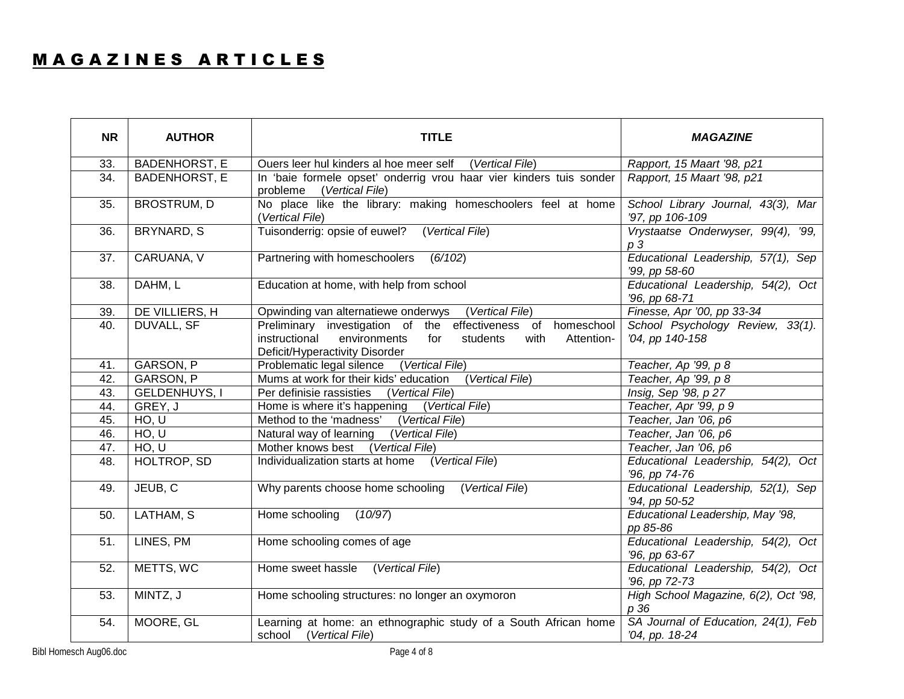# MAGAZINES ARTICLES

| NR | AUTHOR | TITLE | *MAGAZINE* |
|---|---|---|---|
| 33. | BADENHORST, E | Ouers leer hul kinders al hoe meer self (*Vertical File*) | *Rapport, 15 Maart '98, p21* |
| 34. | BADENHORST, E | In 'baie formele opset' onderrig vrou haar vier kinders tuis sonder probleme (*Vertical File*) | *Rapport, 15 Maart '98, p21* |
| 35. | BROSTRUM, D | No place like the library: making homeschoolers feel at home (*Vertical File*) | *School Library Journal, 43(3), Mar '97, pp 106-109* |
| 36. | BRYNARD, S | Tuisonderrig: opsie of euwel? (*Vertical File*) | *Vrystaatse Onderwyser, 99(4), '99, p 3* |
| 37. | CARUANA, V | Partnering with homeschoolers (*6/102*) | *Educational Leadership, 57(1), Sep '99, pp 58-60* |
| 38. | DAHM, L | Education at home, with help from school | *Educational Leadership, 54(2), Oct '96, pp 68-71* |
| 39. | DE VILLIERS, H | Opwinding van alternatiewe onderwys (*Vertical File*) | *Finesse, Apr '00, pp 33-34* |
| 40. | DUVALL, SF | Preliminary investigation of the effectiveness of homeschool instructional environments for students with Attention-Deficit/Hyperactivity Disorder | *School Psychology Review, 33(1). '04, pp 140-158* |
| 41. | GARSON, P | Problematic legal silence (*Vertical File*) | *Teacher, Ap '99, p 8* |
| 42. | GARSON, P | Mums at work for their kids' education (*Vertical File*) | *Teacher, Ap '99, p 8* |
| 43. | GELDENHUYS, I | Per definisie rassisties (*Vertical File*) | *Insig, Sep '98, p 27* |
| 44. | GREY, J | Home is where it's happening (*Vertical File*) | *Teacher, Apr '99, p 9* |
| 45. | HO, U | Method to the 'madness' (*Vertical File*) | *Teacher, Jan '06, p6* |
| 46. | HO, U | Natural way of learning (*Vertical File*) | *Teacher, Jan '06, p6* |
| 47. | HO, U | Mother knows best (*Vertical File*) | *Teacher, Jan '06, p6* |
| 48. | HOLTROP, SD | Individualization starts at home (*Vertical File*) | *Educational Leadership, 54(2), Oct '96, pp 74-76* |
| 49. | JEUB, C | Why parents choose home schooling (*Vertical File*) | *Educational Leadership, 52(1), Sep '94, pp 50-52* |
| 50. | LATHAM, S | Home schooling (*10/97*) | *Educational Leadership, May '98, pp 85-86* |
| 51. | LINES, PM | Home schooling comes of age | *Educational Leadership, 54(2), Oct '96, pp 63-67* |
| 52. | METTS, WC | Home sweet hassle (*Vertical File*) | *Educational Leadership, 54(2), Oct '96, pp 72-73* |
| 53. | MINTZ, J | Home schooling structures: no longer an oxymoron | *High School Magazine, 6(2), Oct '98, p 36* |
| 54. | MOORE, GL | Learning at home: an ethnographic study of a South African home school (*Vertical File*) | *SA Journal of Education, 24(1), Feb '04, pp. 18-24* |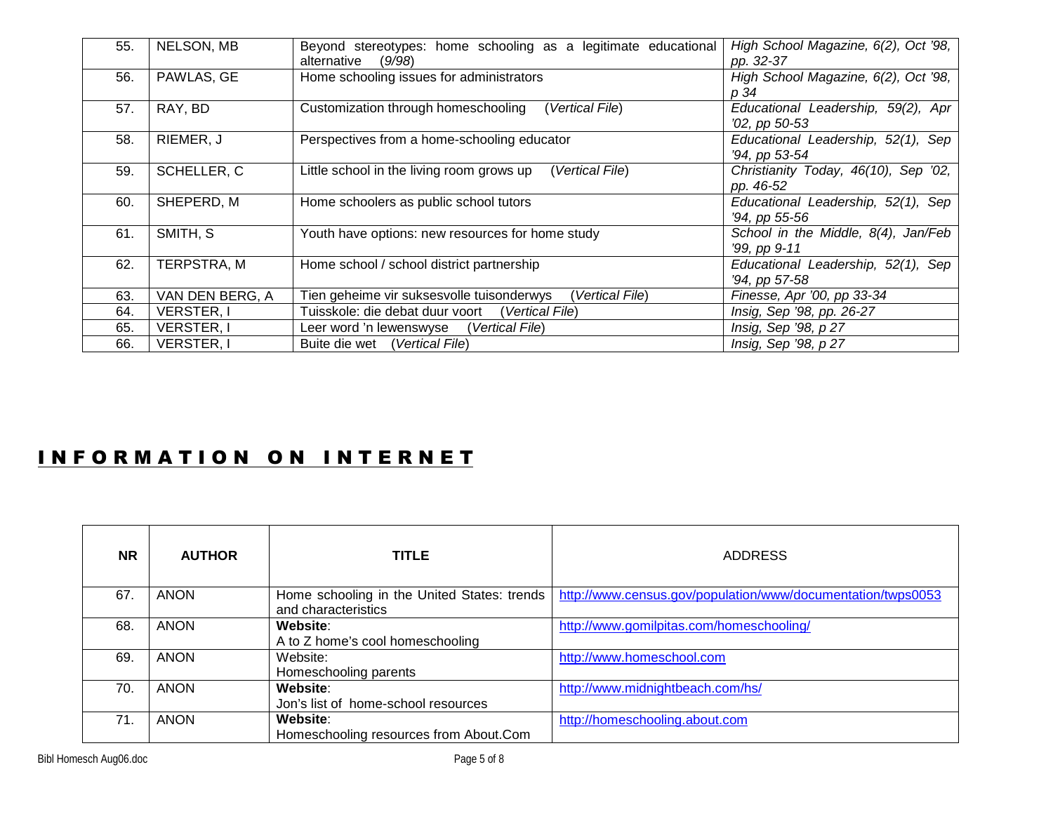| | | | |
|---|---|---|---|
| 55. | NELSON, MB | Beyond stereotypes: home schooling as a legitimate educational alternative (*9/98*) | *High School Magazine, 6(2), Oct '98, pp. 32-37* |
| 56. | PAWLAS, GE | Home schooling issues for administrators | *High School Magazine, 6(2), Oct '98, p 34* |
| 57. | RAY, BD | Customization through homeschooling (*Vertical File*) | *Educational Leadership, 59(2), Apr '02, pp 50-53* |
| 58. | RIEMER, J | Perspectives from a home-schooling educator | *Educational Leadership, 52(1), Sep '94, pp 53-54* |
| 59. | SCHELLER, C | Little school in the living room grows up (*Vertical File*) | *Christianity Today, 46(10), Sep '02, pp. 46-52* |
| 60. | SHEPERD, M | Home schoolers as public school tutors | *Educational Leadership, 52(1), Sep '94, pp 55-56* |
| 61. | SMITH, S | Youth have options: new resources for home study | *School in the Middle, 8(4), Jan/Feb '99, pp 9-11* |
| 62. | TERPSTRA, M | Home school / school district partnership | *Educational Leadership, 52(1), Sep '94, pp 57-58* |
| 63. | VAN DEN BERG, A | Tien geheime vir suksesvolle tuisonderwys (*Vertical File*) | *Finesse, Apr '00, pp 33-34* |
| 64. | VERSTER, I | Tuisskole: die debat duur voort (*Vertical File*) | *Insig, Sep '98, pp. 26-27* |
| 65. | VERSTER, I | Leer word 'n lewenswyse (*Vertical File*) | *Insig, Sep '98, p 27* |
| 66. | VERSTER, I | Buite die wet (*Vertical File*) | *Insig, Sep '98, p 27* |

# INFORMATION ON INTERNET

| NR | AUTHOR | TITLE | ADDRESS |
|---|---|---|---|
| 67. | ANON | Home schooling in the United States: trends and characteristics | http://www.census.gov/population/www/documentation/twps0053 |
| 68. | ANON | **Website**: A to Z home's cool homeschooling | http://www.gomilpitas.com/homeschooling/ |
| 69. | ANON | Website: Homeschooling parents | http://www.homeschool.com |
| 70. | ANON | **Website**: Jon's list of home-school resources | http://www.midnightbeach.com/hs/ |
| 71. | ANON | **Website**: Homeschooling resources from About.Com | http://homeschooling.about.com |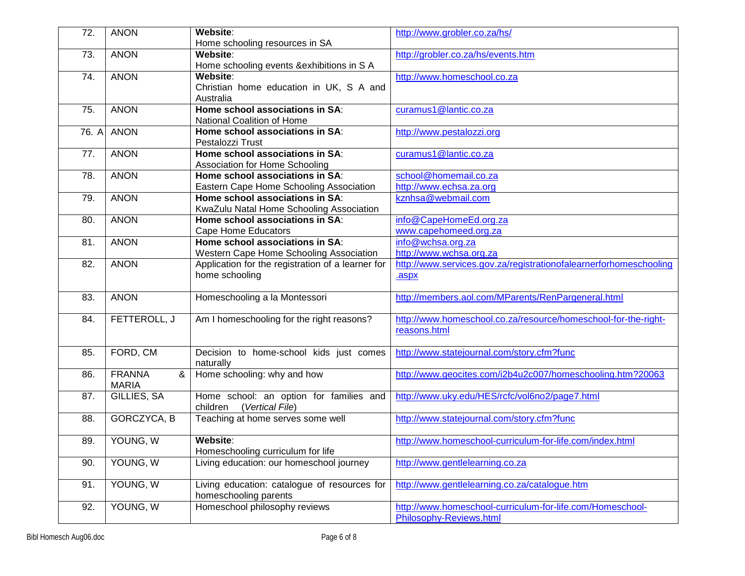| 72. | ANON | **Website**: Home schooling resources in SA | http://www.grobler.co.za/hs/ |
|---|---|---|---|
| 73. | ANON | **Website**: Home schooling events &exhibitions in S A | http://grobler.co.za/hs/events.htm |
| 74. | ANON | **Website**: Christian home education in UK, S A and Australia | http://www.homeschool.co.za |
| 75. | ANON | **Home school associations in SA**: National Coalition of Home | curamus1@lantic.co.za |
| 76. A | ANON | **Home school associations in SA**: Pestalozzi Trust | http://www.pestalozzi.org |
| 77. | ANON | **Home school associations in SA**: Association for Home Schooling | curamus1@lantic.co.za |
| 78. | ANON | **Home school associations in SA**: Eastern Cape Home Schooling Association | school@homemail.co.za http://www.echsa.za.org |
| 79. | ANON | **Home school associations in SA**: KwaZulu Natal Home Schooling Association | kznhsa@webmail.com |
| 80. | ANON | **Home school associations in SA**: Cape Home Educators | info@CapeHomeEd.org.za www.capehomeed.org.za |
| 81. | ANON | **Home school associations in SA**: Western Cape Home Schooling Association | info@wchsa.org.za http://www.wchsa.org.za |
| 82. | ANON | Application for the registration of a learner for home schooling | http://www.services.gov.za/registrationofalearnerforhomeschooling.aspx |
| 83. | ANON | Homeschooling a la Montessori | http://members.aol.com/MParents/RenPargeneral.html |
| 84. | FETTEROLL, J | Am I homeschooling for the right reasons? | http://www.homeschool.co.za/resource/homeschool-for-the-right-reasons.html |
| 85. | FORD, CM | Decision to home-school kids just comes naturally | http://www.statejournal.com/story.cfm?func |
| 86. | FRANNA & MARIA | Home schooling: why and how | http://www.geocites.com/i2b4u2c007/homeschooling.htm?20063 |
| 87. | GILLIES, SA | Home school: an option for families and children (*Vertical File*) | http://www.uky.edu/HES/rcfc/vol6no2/page7.html |
| 88. | GORCZYCA, B | Teaching at home serves some well | http://www.statejournal.com/story.cfm?func |
| 89. | YOUNG, W | **Website**: Homeschooling curriculum for life | http://www.homeschool-curriculum-for-life.com/index.html |
| 90. | YOUNG, W | Living education: our homeschool journey | http://www.gentlelearning.co.za |
| 91. | YOUNG, W | Living education: catalogue of resources for homeschooling parents | http://www.gentlelearning.co.za/catalogue.htm |
| 92. | YOUNG, W | Homeschool philosophy reviews | http://www.homeschool-curriculum-for-life.com/Homeschool-Philosophy-Reviews.html |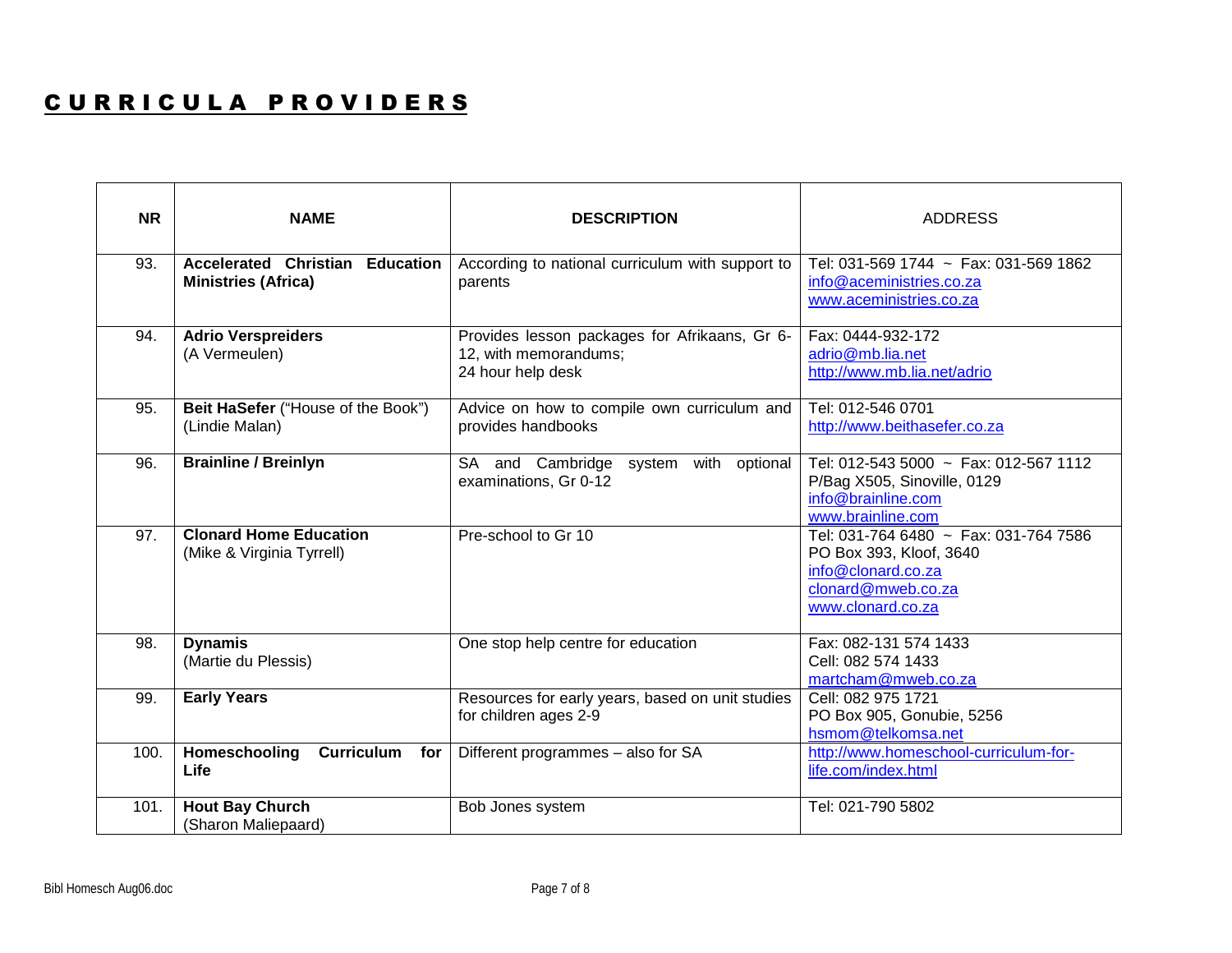# CURRICULA PROVIDERS

| NR | NAME | DESCRIPTION | ADDRESS |
|---|---|---|---|
| 93. | **Accelerated Christian Education Ministries (Africa)** | According to national curriculum with support to parents | Tel: 031-569 1744 ~ Fax: 031-569 1862<br>info@aceministries.co.za<br>www.aceministries.co.za |
| 94. | **Adrio Verspreiders**<br>(A Vermeulen) | Provides lesson packages for Afrikaans, Gr 6-12, with memorandums;<br>24 hour help desk | Fax: 0444-932-172<br>adrio@mb.lia.net<br>http://www.mb.lia.net/adrio |
| 95. | **Beit HaSefer** ("House of the Book")<br>(Lindie Malan) | Advice on how to compile own curriculum and provides handbooks | Tel: 012-546 0701<br>http://www.beithasefer.co.za |
| 96. | **Brainline / Breinlyn** | SA and Cambridge system with optional examinations, Gr 0-12 | Tel: 012-543 5000 ~ Fax: 012-567 1112<br>P/Bag X505, Sinoville, 0129<br>info@brainline.com<br>www.brainline.com |
| 97. | **Clonard Home Education**<br>(Mike & Virginia Tyrrell) | Pre-school to Gr 10 | Tel: 031-764 6480 ~ Fax: 031-764 7586<br>PO Box 393, Kloof, 3640<br>info@clonard.co.za<br>clonard@mweb.co.za<br>www.clonard.co.za |
| 98. | **Dynamis**<br>(Martie du Plessis) | One stop help centre for education | Fax: 082-131 574 1433<br>Cell: 082 574 1433<br>martcham@mweb.co.za |
| 99. | **Early Years** | Resources for early years, based on unit studies for children ages 2-9 | Cell: 082 975 1721<br>PO Box 905, Gonubie, 5256<br>hsmom@telkomsa.net |
| 100. | **Homeschooling Curriculum for Life** | Different programmes – also for SA | http://www.homeschool-curriculum-for-life.com/index.html |
| 101. | **Hout Bay Church**<br>(Sharon Maliepaard) | Bob Jones system | Tel: 021-790 5802 |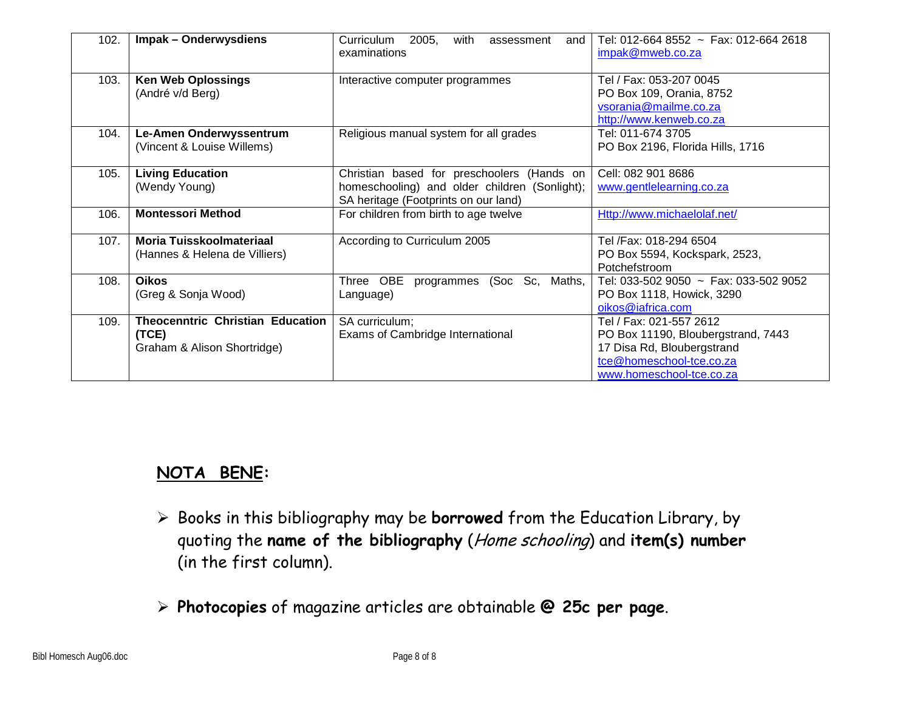| | | | |
|---|---|---|---|
| 102. | **Impak – Onderwysdiens** | Curriculum 2005, with assessment and examinations | Tel: 012-664 8552 ~ Fax: 012-664 2618<br>impak@mweb.co.za |
| 103. | **Ken Web Oplossings**<br>(André v/d Berg) | Interactive computer programmes | Tel / Fax: 053-207 0045<br>PO Box 109, Orania, 8752<br>vsorania@mailme.co.za<br>http://www.kenweb.co.za |
| 104. | **Le-Amen Onderwyssentrum**<br>(Vincent & Louise Willems) | Religious manual system for all grades | Tel: 011-674 3705<br>PO Box 2196, Florida Hills, 1716 |
| 105. | **Living Education**<br>(Wendy Young) | Christian based for preschoolers (Hands on homeschooling) and older children (Sonlight); SA heritage (Footprints on our land) | Cell: 082 901 8686<br>www.gentlelearning.co.za |
| 106. | **Montessori Method** | For children from birth to age twelve | Http://www.michaelolaf.net/ |
| 107. | **Moria Tuisskoolmateriaal**<br>(Hannes & Helena de Villiers) | According to Curriculum 2005 | Tel /Fax: 018-294 6504<br>PO Box 5594, Kockspark, 2523, Potchefstroom |
| 108. | **Oikos**<br>(Greg & Sonja Wood) | Three OBE programmes (Soc Sc, Maths, Language) | Tel: 033-502 9050 ~ Fax: 033-502 9052<br>PO Box 1118, Howick, 3290<br>oikos@iafrica.com |
| 109. | **Theocenntric Christian Education (TCE)**<br>Graham & Alison Shortridge) | SA curriculum;<br>Exams of Cambridge International | Tel / Fax: 021-557 2612<br>PO Box 11190, Bloubergstrand, 7443<br>17 Disa Rd, Bloubergstrand<br>tce@homeschool-tce.co.za<br>www.homeschool-tce.co.za |

## NOTA BENE:

- Books in this bibliography may be **borrowed** from the Education Library, by quoting the **name of the bibliography** (*Home schooling*) and **item(s) number** (in the first column).
- **Photocopies** of magazine articles are obtainable **@ 25c per page**.